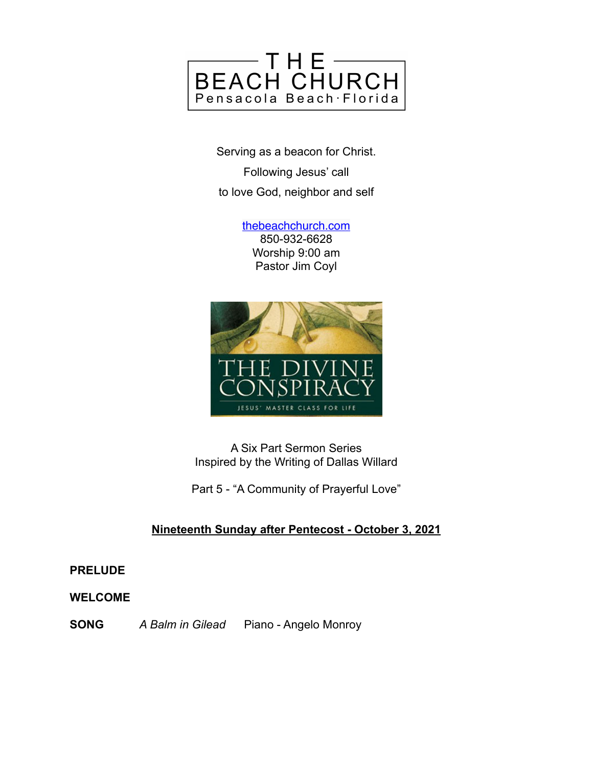# THE BEACH CHURCH
Pensacola Beach · Florida

Serving as a beacon for Christ.

Following Jesus' call

to love God, neighbor and self

thebeachchurch.com
850-932-6628
Worship 9:00 am
Pastor Jim Coyl

THE DIVINE CONSPIRACY

JESUS' MASTER CLASS FOR LIFE

A Six Part Sermon Series
Inspired by the Writing of Dallas Willard

Part 5 - "A Community of Prayerful Love"

**Nineteenth Sunday after Pentecost - October 3, 2021**

**PRELUDE**

**WELCOME**

**SONG** *A Balm in Gilead* Piano - Angelo Monroy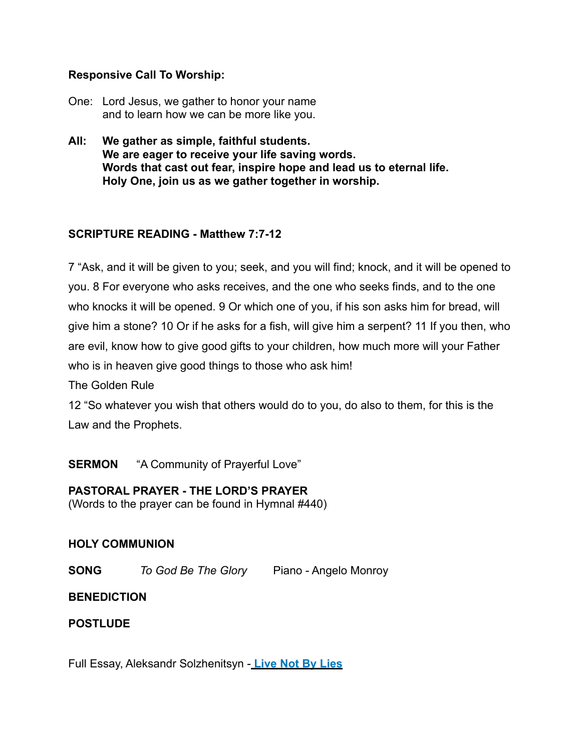**Responsive Call To Worship:**

One: Lord Jesus, we gather to honor your name
and to learn how we can be more like you.

**All: We gather as simple, faithful students.**
**We are eager to receive your life saving words.**
**Words that cast out fear, inspire hope and lead us to eternal life.**
**Holy One, join us as we gather together in worship.**

**SCRIPTURE READING - Matthew 7:7-12**

7 "Ask, and it will be given to you; seek, and you will find; knock, and it will be opened to you. 8 For everyone who asks receives, and the one who seeks finds, and to the one who knocks it will be opened. 9 Or which one of you, if his son asks him for bread, will give him a stone? 10 Or if he asks for a fish, will give him a serpent? 11 If you then, who are evil, know how to give good gifts to your children, how much more will your Father who is in heaven give good things to those who ask him!

The Golden Rule

12 "So whatever you wish that others would do to you, do also to them, for this is the Law and the Prophets.

**SERMON** "A Community of Prayerful Love"

**PASTORAL PRAYER - THE LORD'S PRAYER**
(Words to the prayer can be found in Hymnal #440)

**HOLY COMMUNION**

**SONG** *To God Be The Glory* Piano - Angelo Monroy

**BENEDICTION**

**POSTLUDE**

Full Essay, Aleksandr Solzhenitsyn - **Live Not By Lies**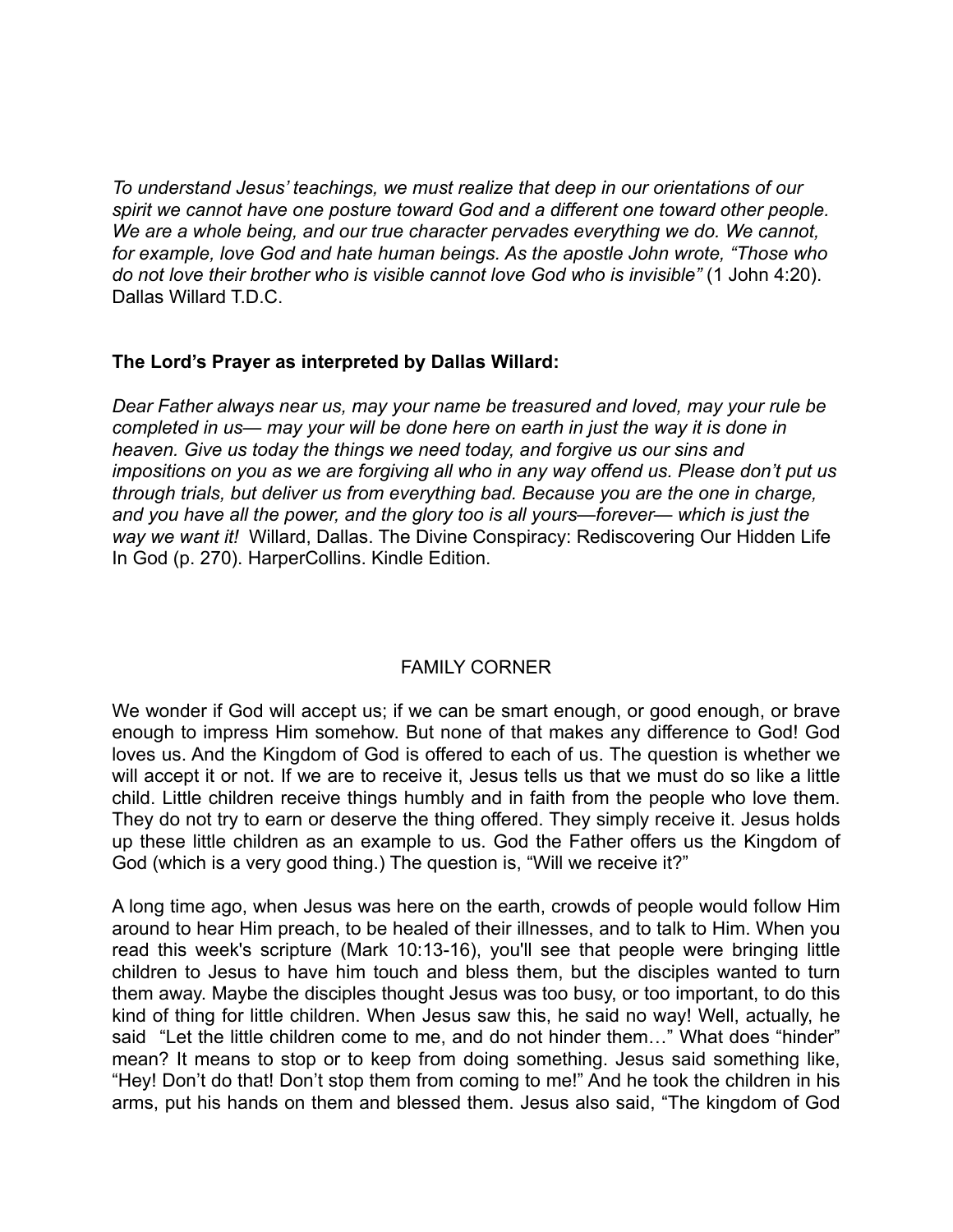*To understand Jesus' teachings, we must realize that deep in our orientations of our spirit we cannot have one posture toward God and a different one toward other people. We are a whole being, and our true character pervades everything we do. We cannot, for example, love God and hate human beings. As the apostle John wrote, "Those who do not love their brother who is visible cannot love God who is invisible"* (1 John 4:20). Dallas Willard T.D.C.

**The Lord's Prayer as interpreted by Dallas Willard:**

*Dear Father always near us, may your name be treasured and loved, may your rule be completed in us— may your will be done here on earth in just the way it is done in heaven. Give us today the things we need today, and forgive us our sins and impositions on you as we are forgiving all who in any way offend us. Please don't put us through trials, but deliver us from everything bad. Because you are the one in charge, and you have all the power, and the glory too is all yours—forever— which is just the way we want it!* Willard, Dallas. The Divine Conspiracy: Rediscovering Our Hidden Life In God (p. 270). HarperCollins. Kindle Edition.

## FAMILY CORNER

We wonder if God will accept us; if we can be smart enough, or good enough, or brave enough to impress Him somehow. But none of that makes any difference to God! God loves us. And the Kingdom of God is offered to each of us. The question is whether we will accept it or not. If we are to receive it, Jesus tells us that we must do so like a little child. Little children receive things humbly and in faith from the people who love them. They do not try to earn or deserve the thing offered. They simply receive it. Jesus holds up these little children as an example to us. God the Father offers us the Kingdom of God (which is a very good thing.) The question is, "Will we receive it?"

A long time ago, when Jesus was here on the earth, crowds of people would follow Him around to hear Him preach, to be healed of their illnesses, and to talk to Him. When you read this week's scripture (Mark 10:13-16), you'll see that people were bringing little children to Jesus to have him touch and bless them, but the disciples wanted to turn them away. Maybe the disciples thought Jesus was too busy, or too important, to do this kind of thing for little children. When Jesus saw this, he said no way! Well, actually, he said "Let the little children come to me, and do not hinder them…" What does "hinder" mean? It means to stop or to keep from doing something. Jesus said something like, "Hey! Don't do that! Don't stop them from coming to me!" And he took the children in his arms, put his hands on them and blessed them. Jesus also said, "The kingdom of God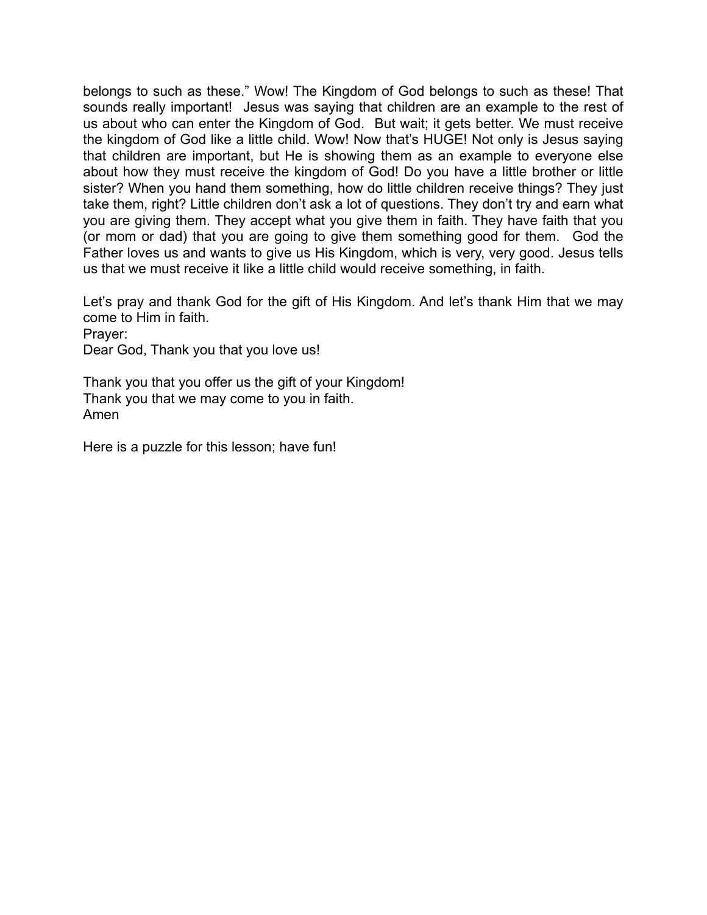belongs to such as these." Wow! The Kingdom of God belongs to such as these! That sounds really important! Jesus was saying that children are an example to the rest of us about who can enter the Kingdom of God. But wait; it gets better. We must receive the kingdom of God like a little child. Wow! Now that's HUGE! Not only is Jesus saying that children are important, but He is showing them as an example to everyone else about how they must receive the kingdom of God! Do you have a little brother or little sister? When you hand them something, how do little children receive things? They just take them, right? Little children don't ask a lot of questions. They don't try and earn what you are giving them. They accept what you give them in faith. They have faith that you (or mom or dad) that you are going to give them something good for them. God the Father loves us and wants to give us His Kingdom, which is very, very good. Jesus tells us that we must receive it like a little child would receive something, in faith.

Let's pray and thank God for the gift of His Kingdom. And let's thank Him that we may come to Him in faith.
Prayer:
Dear God, Thank you that you love us!

Thank you that you offer us the gift of your Kingdom!
Thank you that we may come to you in faith.
Amen

Here is a puzzle for this lesson; have fun!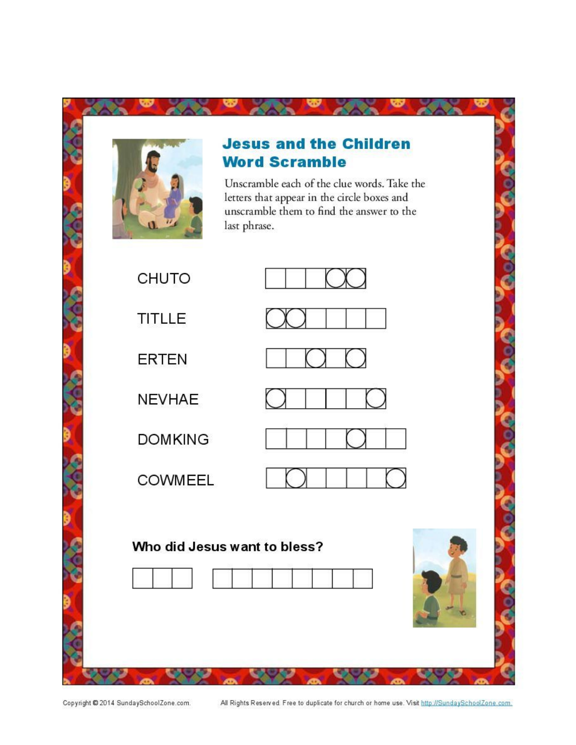# Jesus and the Children Word Scramble

Unscramble each of the clue words. Take the letters that appear in the circle boxes and unscramble them to find the answer to the last phrase.

CHUTO

TITLLE

ERTEN

NEVHAE

DOMKING

COWMEEL

**Who did Jesus want to bless?**

Copyright © 2014 SundaySchoolZone.com. All Rights Reserved. Free to duplicate for church or home use. Visit http://SundaySchoolZone.com